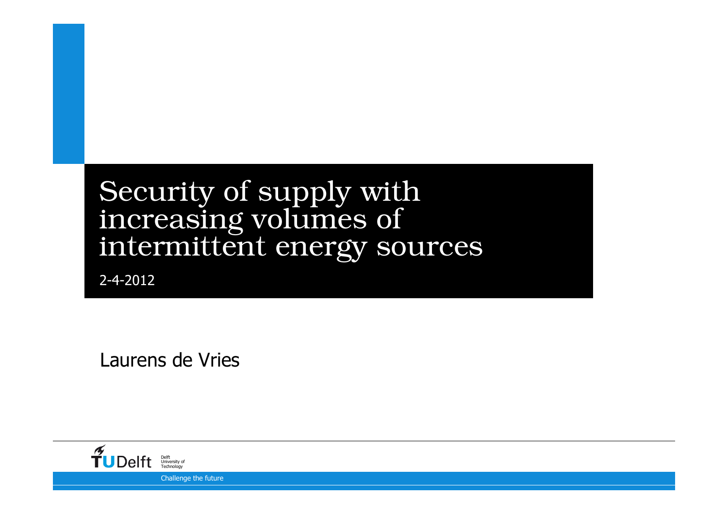# Security of supply with increasing volumes of intermittent energy sources

2-4-2012

Laurens de Vries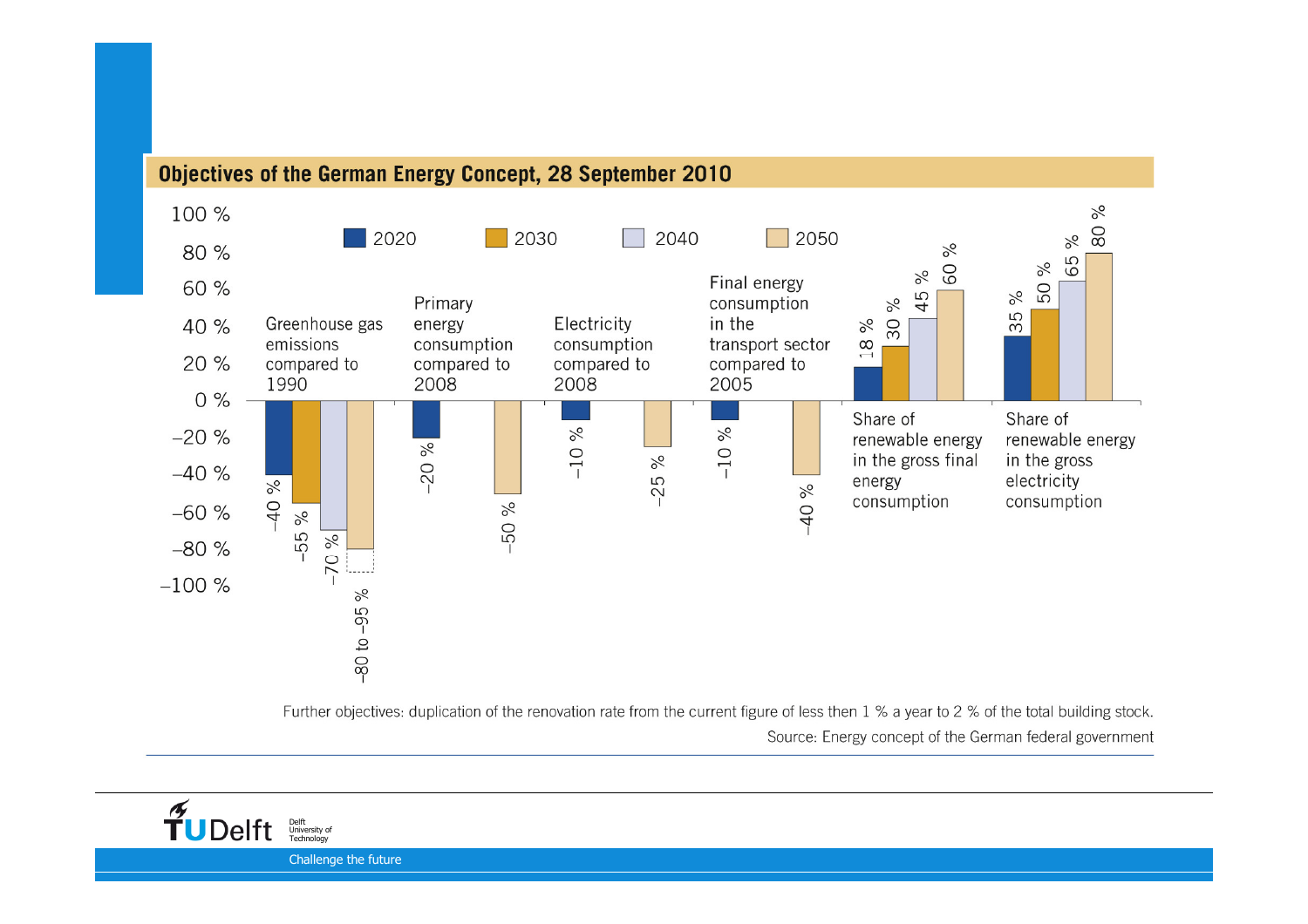## Objectives of the German Energy Concept, 28 September 2010

| Objective | 2020 | 2030 | 2040 | 2050 |
|---|---|---|---|---|
| Greenhouse gas emissions compared to 1990 | −40 % | −55 % | −70 % | −80 to −95 % |
| Primary energy consumption compared to 2008 | −20 % | | | −50 % |
| Electricity consumption compared to 2008 | −10 % | | | −25 % |
| Final energy consumption in the transport sector compared to 2005 | −10 % | | | −40 % |
| Share of renewable energy in the gross final energy consumption | 18 % | 30 % | 45 % | 60 % |
| Share of renewable energy in the gross electricity consumption | 35 % | 50 % | 65 % | 80 % |

Further objectives: duplication of the renovation rate from the current figure of less then 1 % a year to 2 % of the total building stock.

Source: Energy concept of the German federal government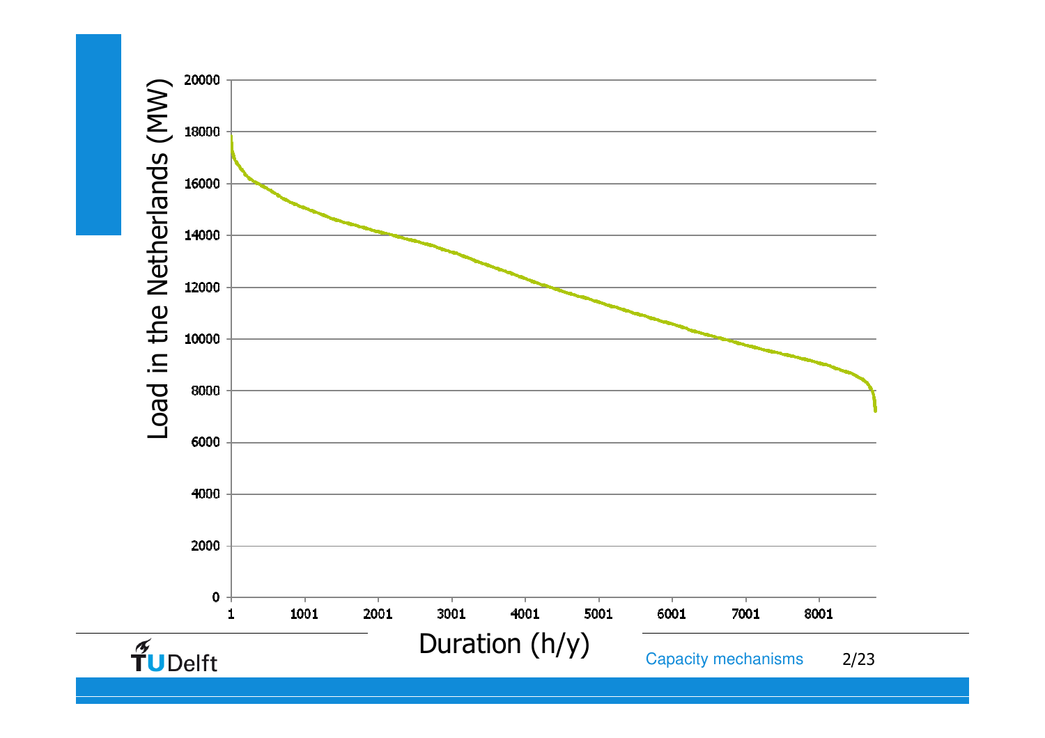| Load in the Netherlands (MW) |
|---|
| 20000 |
| 18000 |
| 16000 |
| 14000 |
| 12000 |
| 10000 |
| 8000 |
| 6000 |
| 4000 |
| 2000 |
| 0 |

| Duration (h/y) |
|---|
| 1 |
| 1001 |
| 2001 |
| 3001 |
| 4001 |
| 5001 |
| 6001 |
| 7001 |
| 8001 |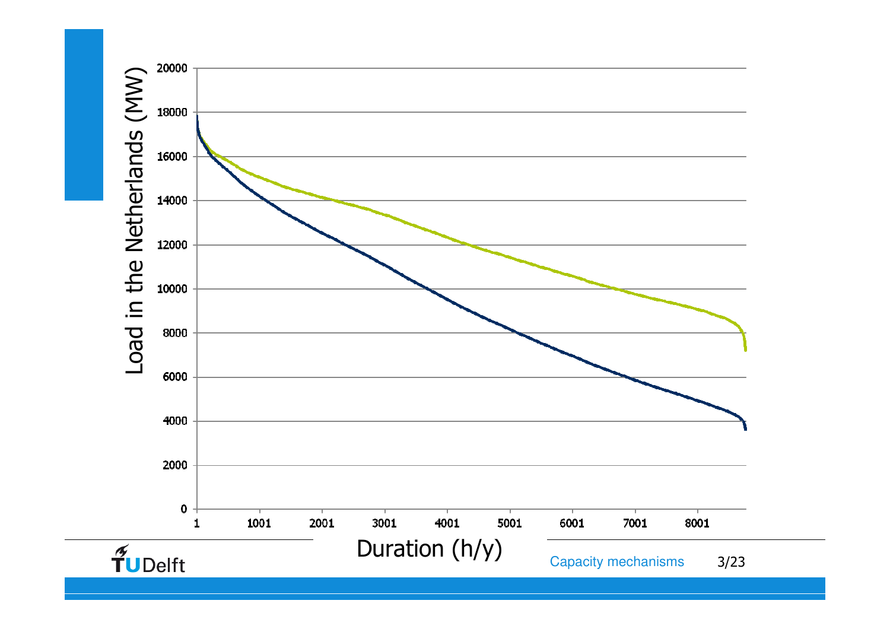Load in the Netherlands (MW)

Duration (h/y)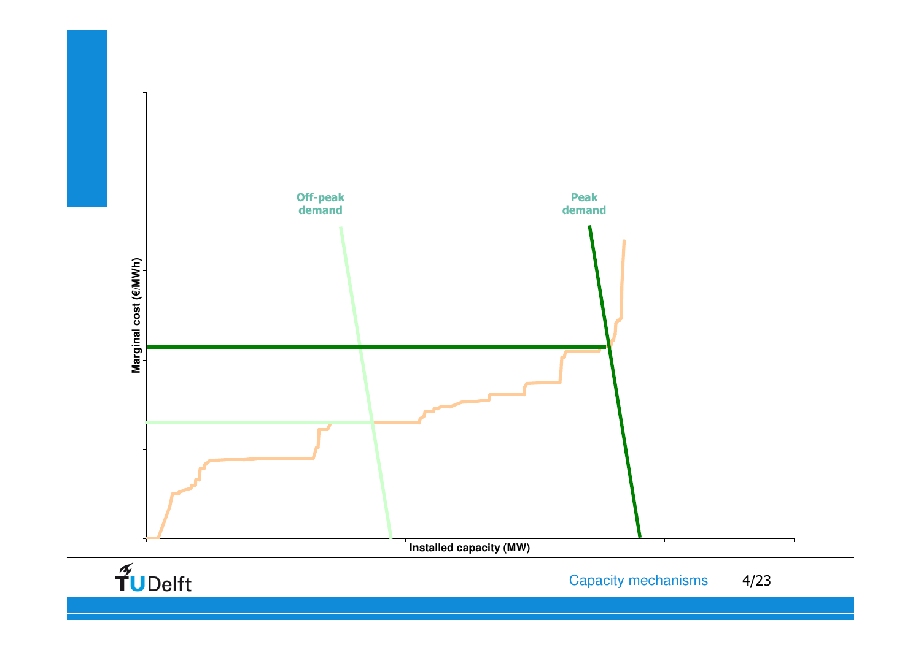Off-peak demand

Peak demand

Marginal cost (€/MWh)

Installed capacity (MW)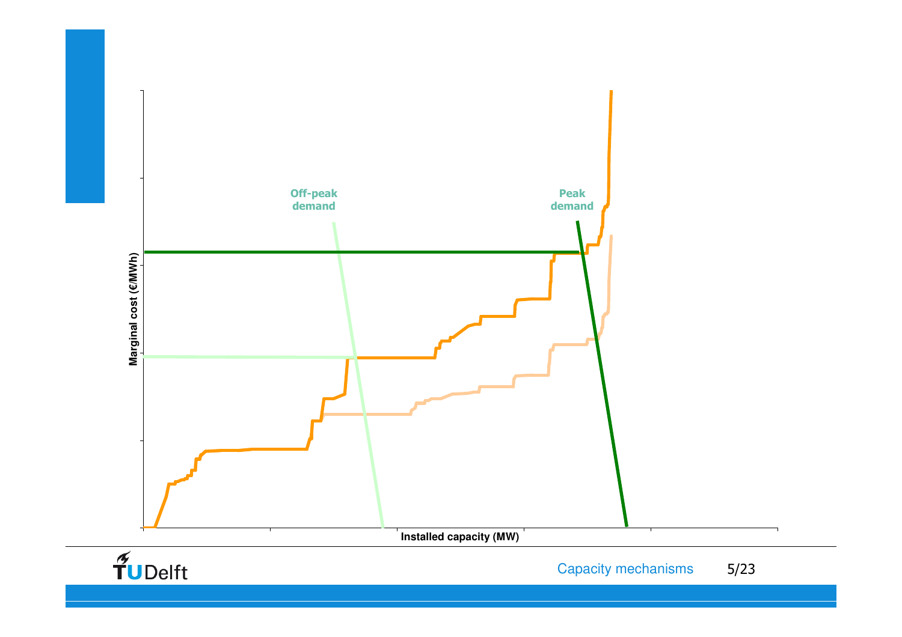Off-peak demand

Peak demand

Marginal cost (€/MWh)

Installed capacity (MW)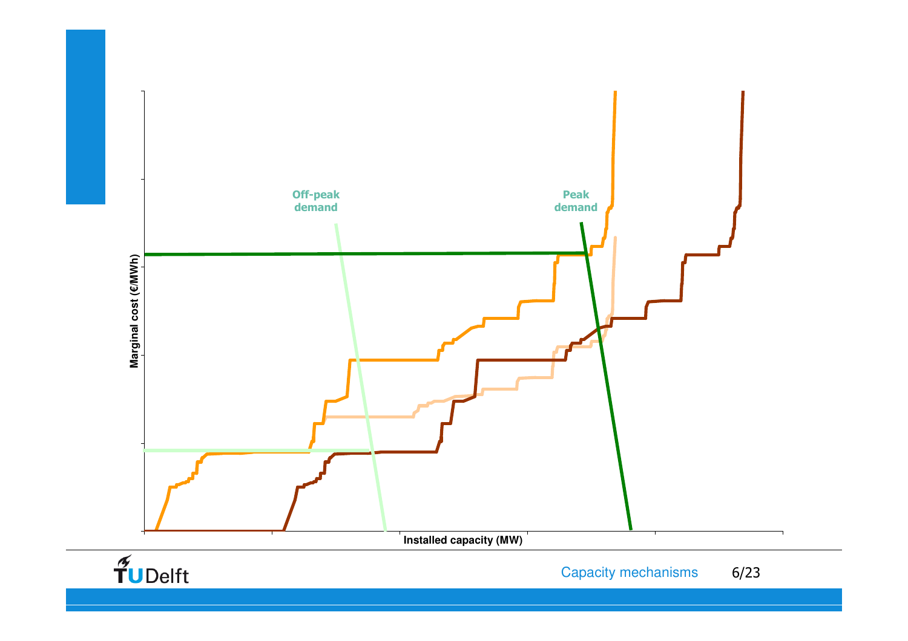Off-peak demand

Peak demand

Marginal cost (€/MWh)

Installed capacity (MW)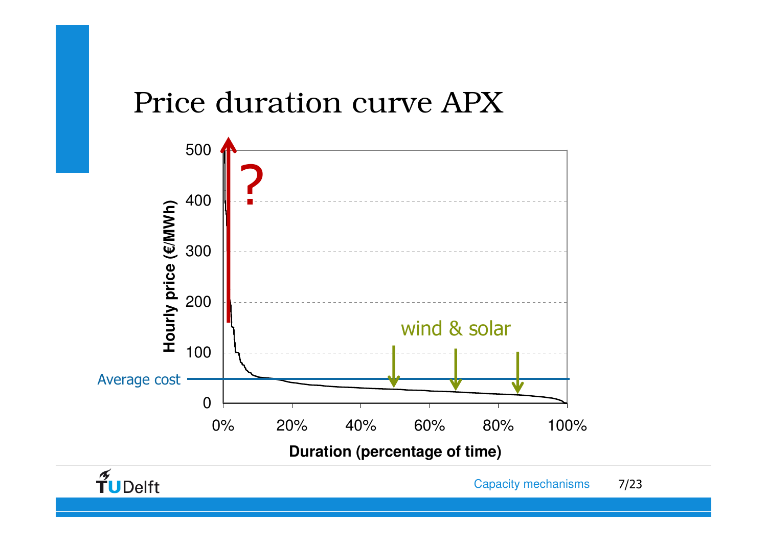# Price duration curve APX

Hourly price (€/MWh)

500

400

300

200

100

0

?

wind & solar

Average cost

0% 20% 40% 60% 80% 100%

**Duration (percentage of time)**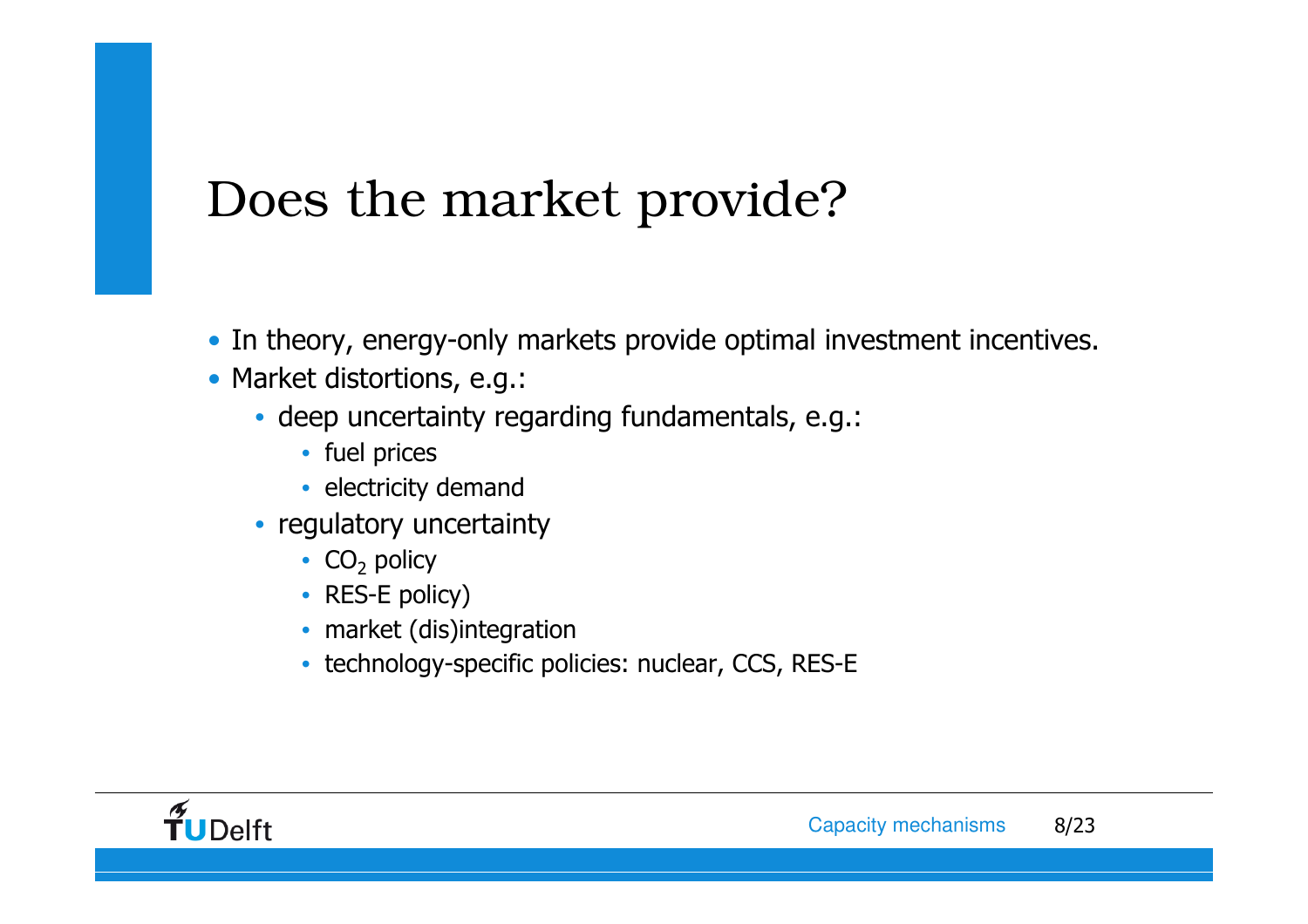# Does the market provide?

- In theory, energy-only markets provide optimal investment incentives.
- Market distortions, e.g.:
  - deep uncertainty regarding fundamentals, e.g.:
    - fuel prices
    - electricity demand
  - regulatory uncertainty
    - $CO_2$ policy
    - RES-E policy)
    - market (dis)integration
    - technology-specific policies: nuclear, CCS, RES-E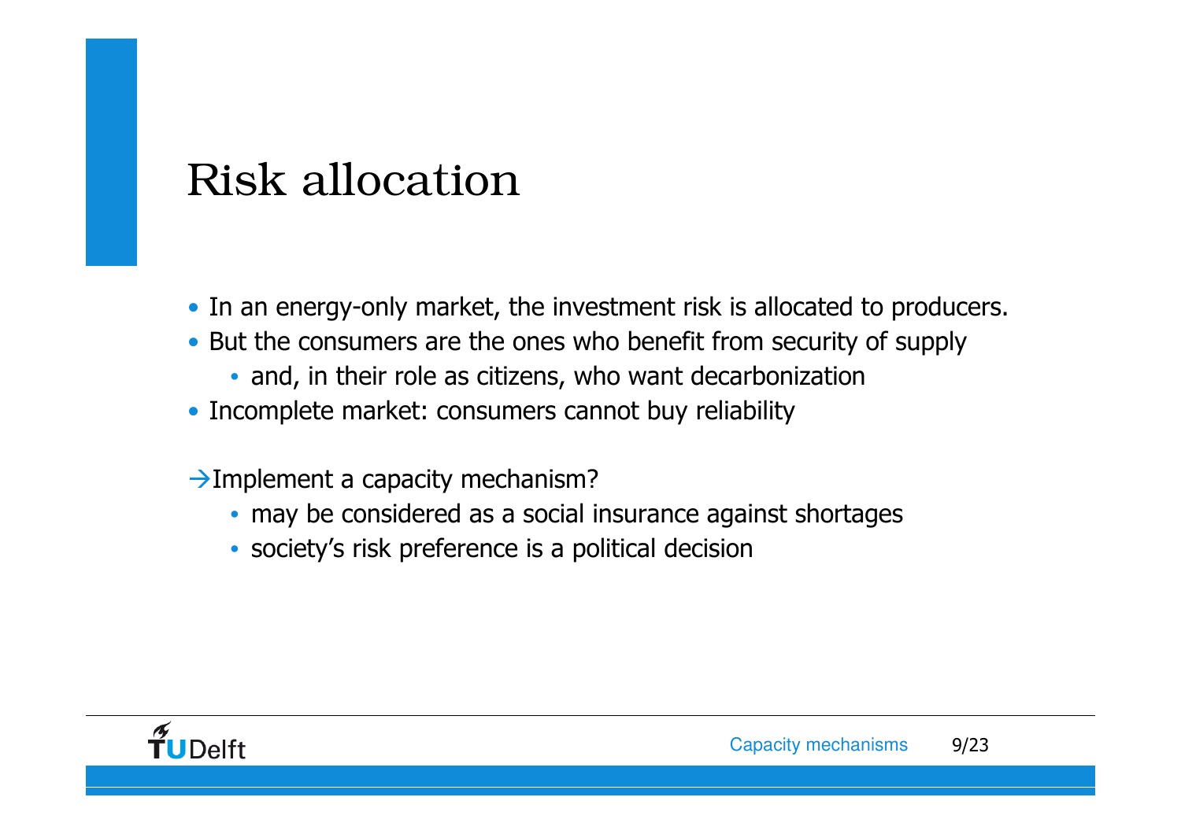# Risk allocation

- In an energy-only market, the investment risk is allocated to producers.
- But the consumers are the ones who benefit from security of supply
  - and, in their role as citizens, who want decarbonization
- Incomplete market: consumers cannot buy reliability

→Implement a capacity mechanism?

- may be considered as a social insurance against shortages
- society's risk preference is a political decision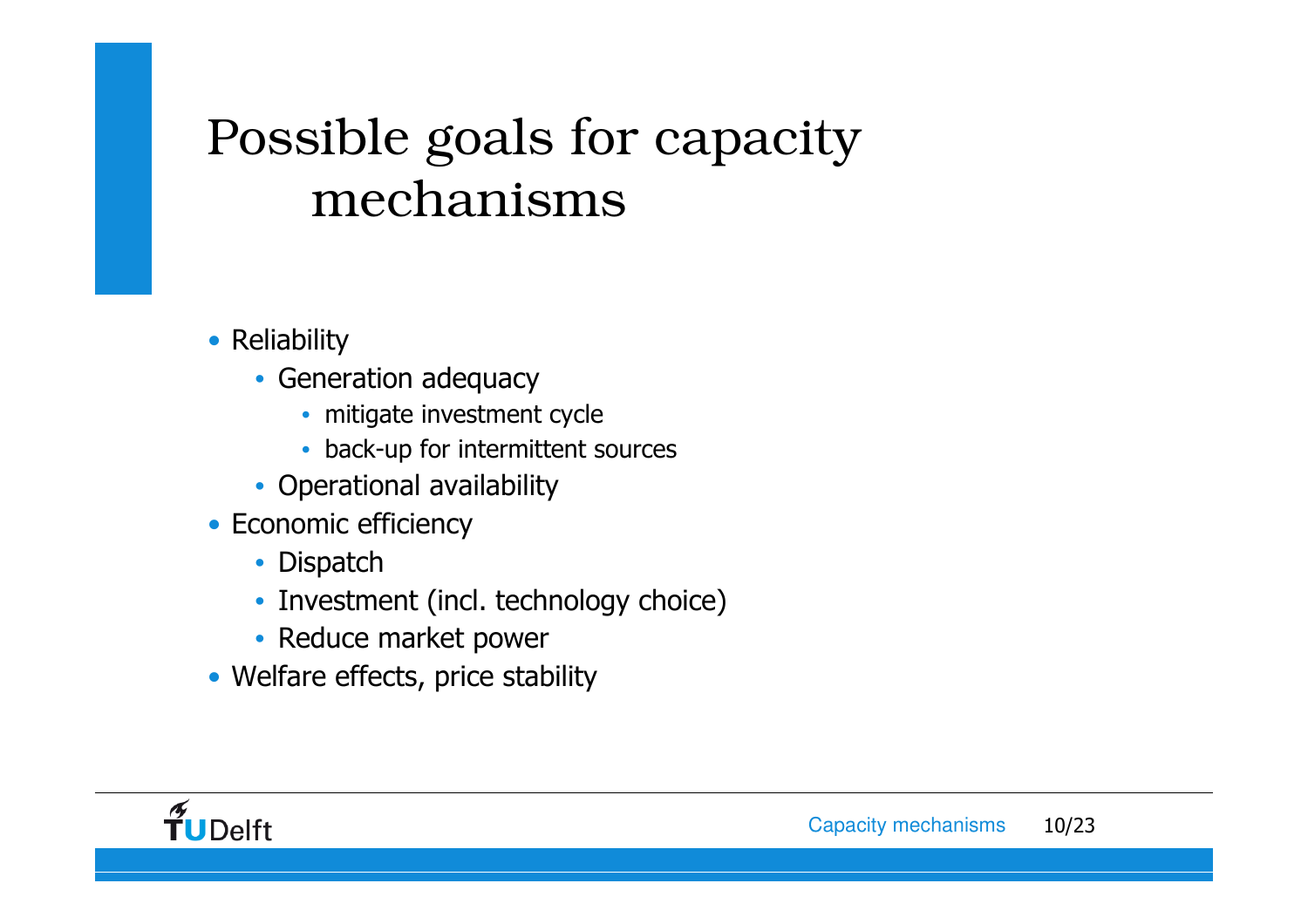# Possible goals for capacity mechanisms

- Reliability
  - Generation adequacy
    - mitigate investment cycle
    - back-up for intermittent sources
  - Operational availability
- Economic efficiency
  - Dispatch
  - Investment (incl. technology choice)
  - Reduce market power
- Welfare effects, price stability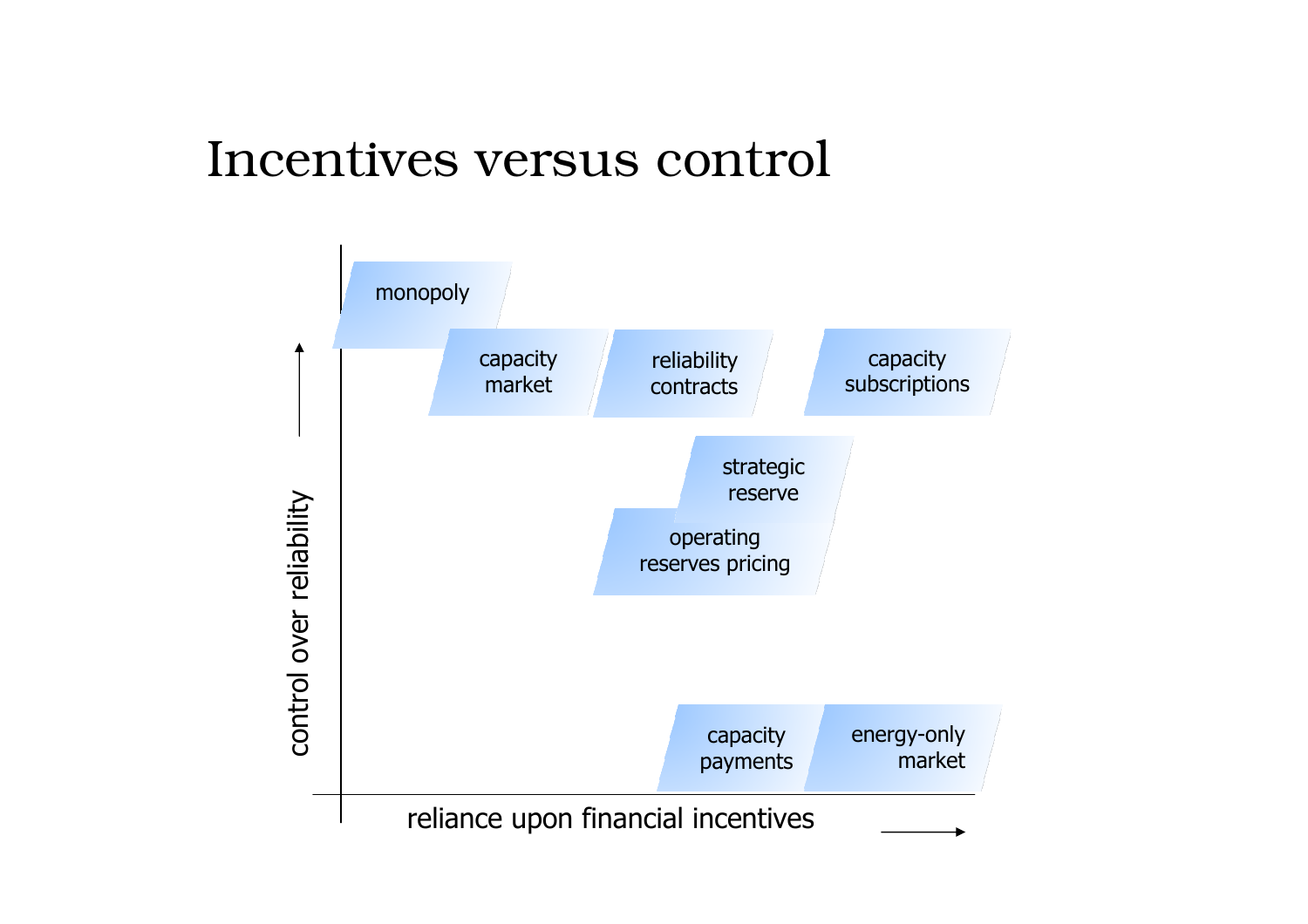# Incentives versus control

monopoly

capacity market

reliability contracts

capacity subscriptions

strategic reserve

operating reserves pricing

capacity payments

energy-only market

control over reliability

reliance upon financial incentives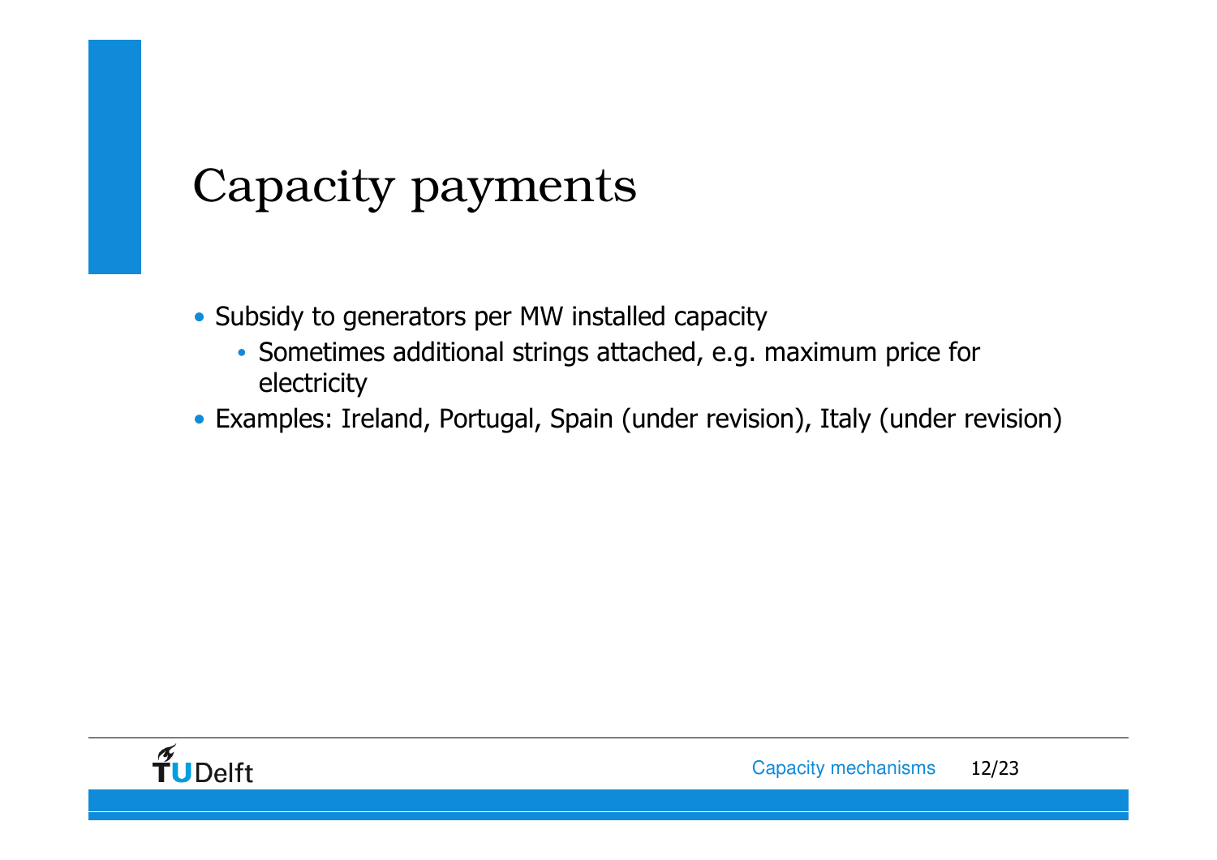# Capacity payments

- Subsidy to generators per MW installed capacity
  - Sometimes additional strings attached, e.g. maximum price for electricity
- Examples: Ireland, Portugal, Spain (under revision), Italy (under revision)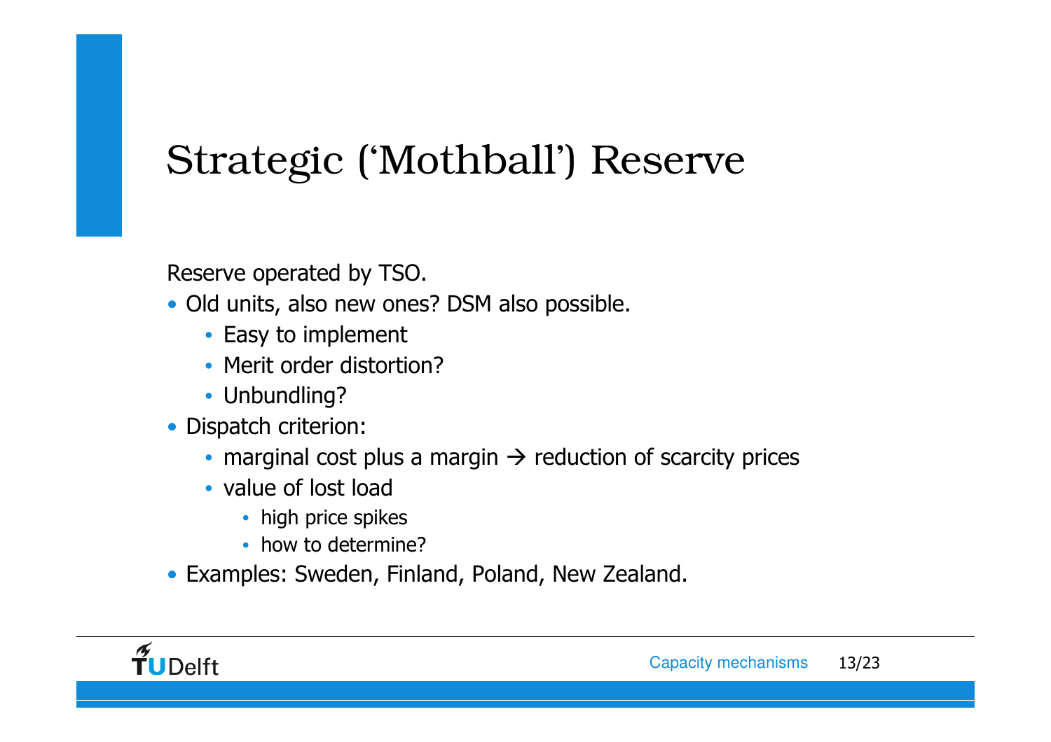# Strategic ('Mothball') Reserve

Reserve operated by TSO.

- Old units, also new ones? DSM also possible.
  - Easy to implement
  - Merit order distortion?
  - Unbundling?
- Dispatch criterion:
  - marginal cost plus a margin → reduction of scarcity prices
  - value of lost load
    - high price spikes
    - how to determine?
- Examples: Sweden, Finland, Poland, New Zealand.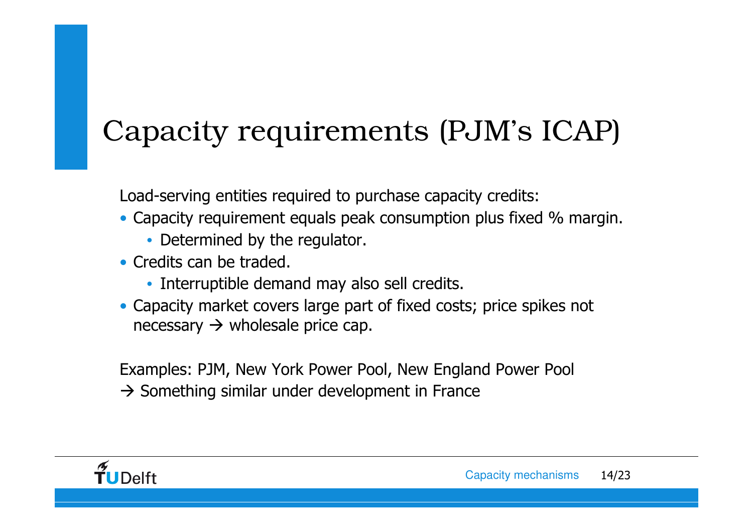# Capacity requirements (PJM's ICAP)

Load-serving entities required to purchase capacity credits:

- Capacity requirement equals peak consumption plus fixed % margin.
  - Determined by the regulator.
- Credits can be traded.
  - Interruptible demand may also sell credits.
- Capacity market covers large part of fixed costs; price spikes not necessary → wholesale price cap.

Examples: PJM, New York Power Pool, New England Power Pool
→ Something similar under development in France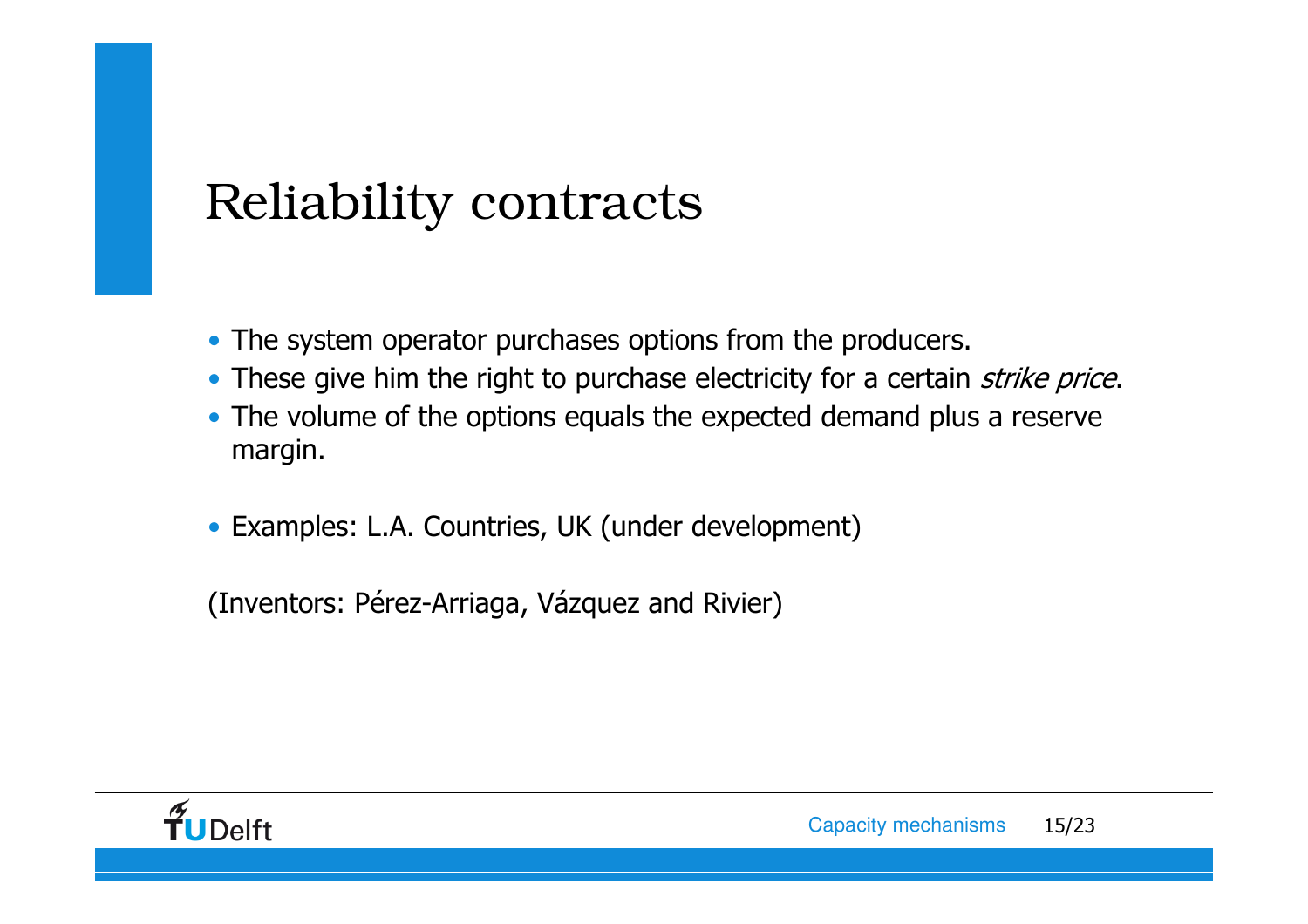# Reliability contracts

- The system operator purchases options from the producers.
- These give him the right to purchase electricity for a certain *strike price*.
- The volume of the options equals the expected demand plus a reserve margin.

- Examples: L.A. Countries, UK (under development)

(Inventors: Pérez-Arriaga, Vázquez and Rivier)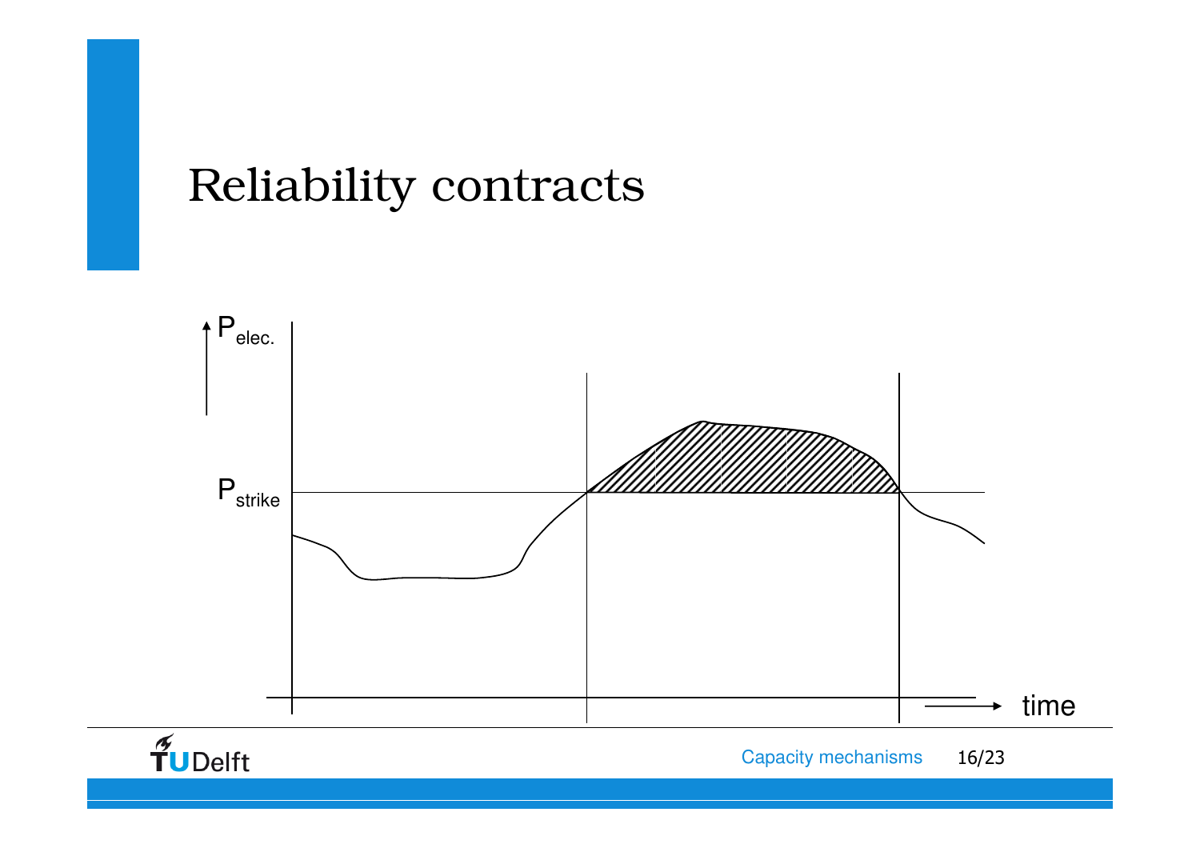# Reliability contracts

$P_{elec.}$

$P_{strike}$

time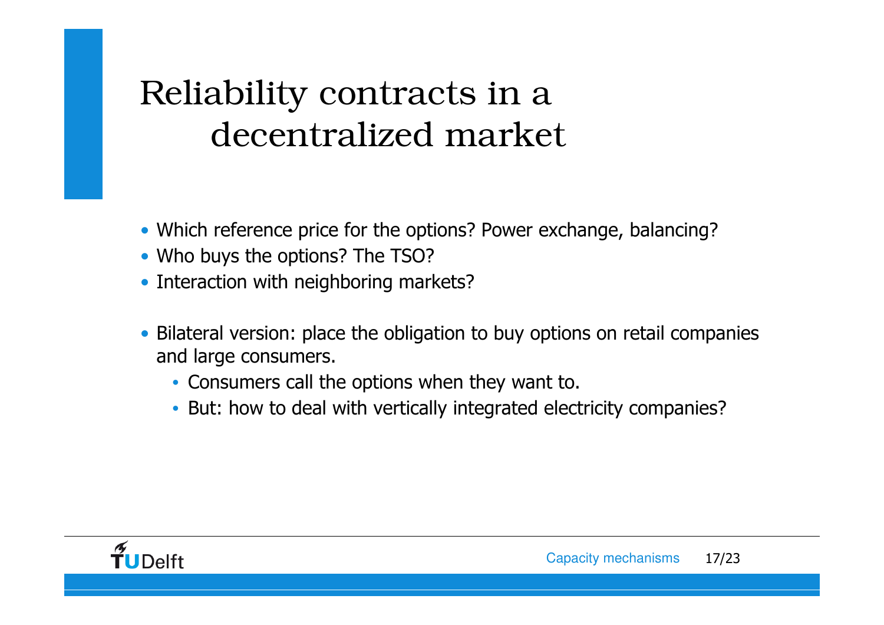# Reliability contracts in a decentralized market

- Which reference price for the options? Power exchange, balancing?
- Who buys the options? The TSO?
- Interaction with neighboring markets?

- Bilateral version: place the obligation to buy options on retail companies and large consumers.
  - Consumers call the options when they want to.
  - But: how to deal with vertically integrated electricity companies?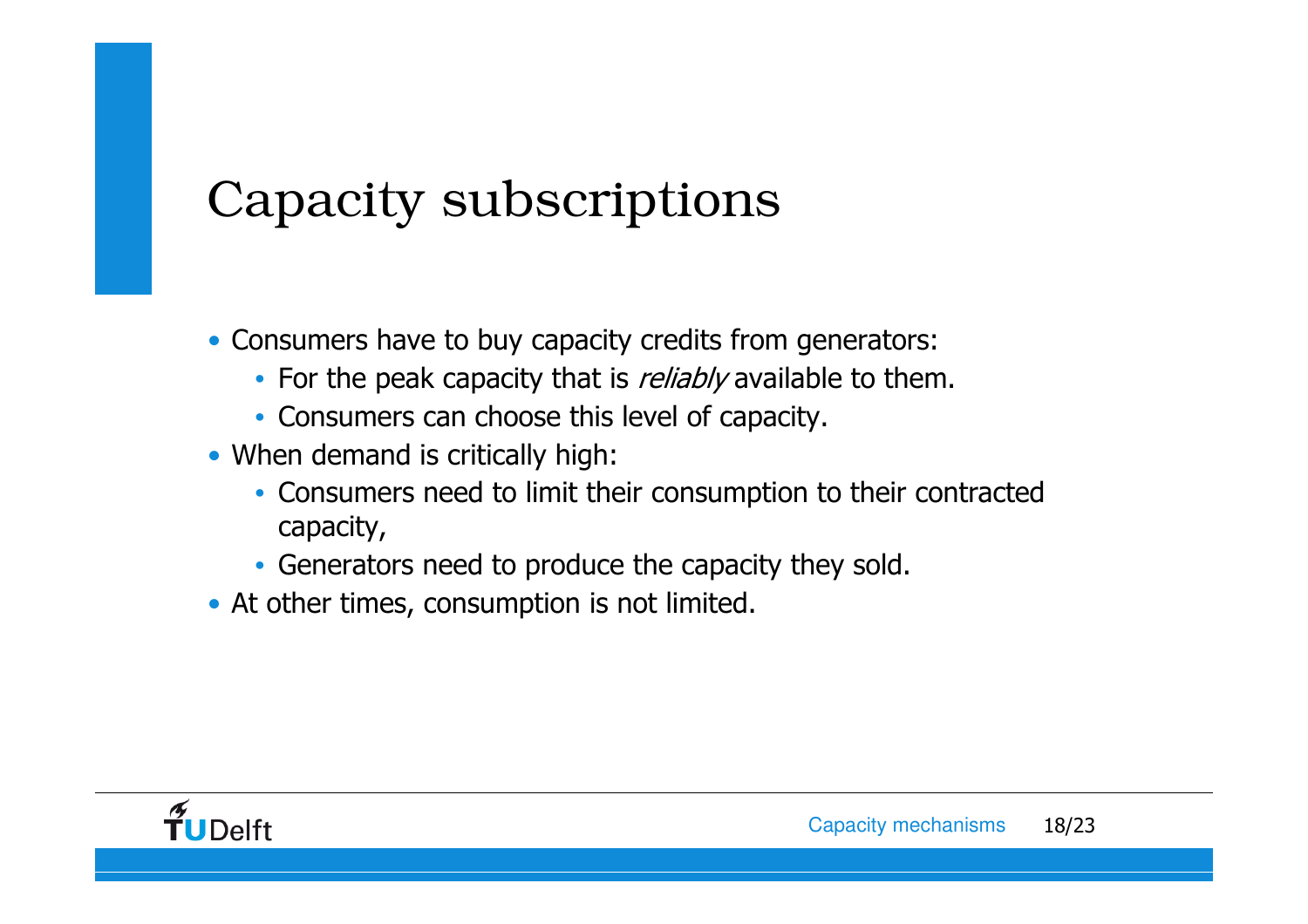# Capacity subscriptions

- Consumers have to buy capacity credits from generators:
  - For the peak capacity that is *reliably* available to them.
  - Consumers can choose this level of capacity.
- When demand is critically high:
  - Consumers need to limit their consumption to their contracted capacity,
  - Generators need to produce the capacity they sold.
- At other times, consumption is not limited.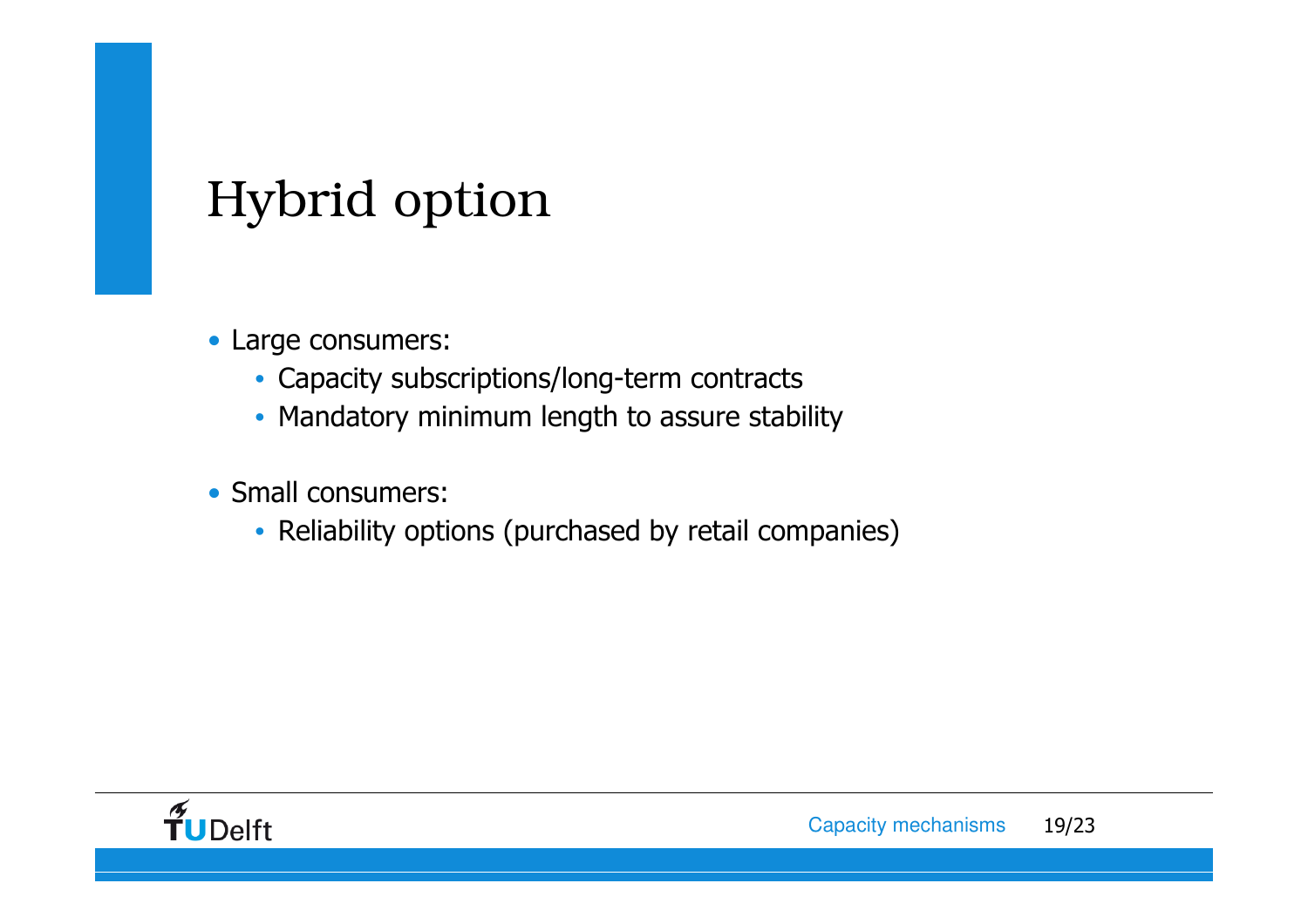# Hybrid option

- Large consumers:
  - Capacity subscriptions/long-term contracts
  - Mandatory minimum length to assure stability

- Small consumers:
  - Reliability options (purchased by retail companies)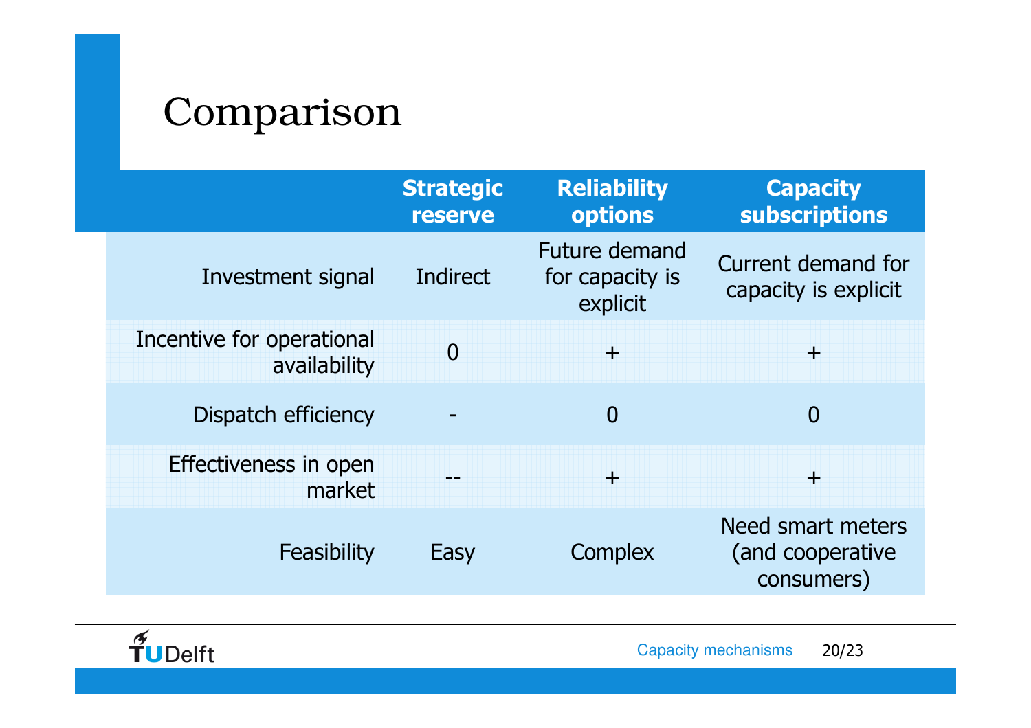# Comparison

| | Strategic reserve | Reliability options | Capacity subscriptions |
|---|---|---|---|
| Investment signal | Indirect | Future demand for capacity is explicit | Current demand for capacity is explicit |
| Incentive for operational availability | 0 | + | + |
| Dispatch efficiency | - | 0 | 0 |
| Effectiveness in open market | -- | + | + |
| Feasibility | Easy | Complex | Need smart meters (and cooperative consumers) |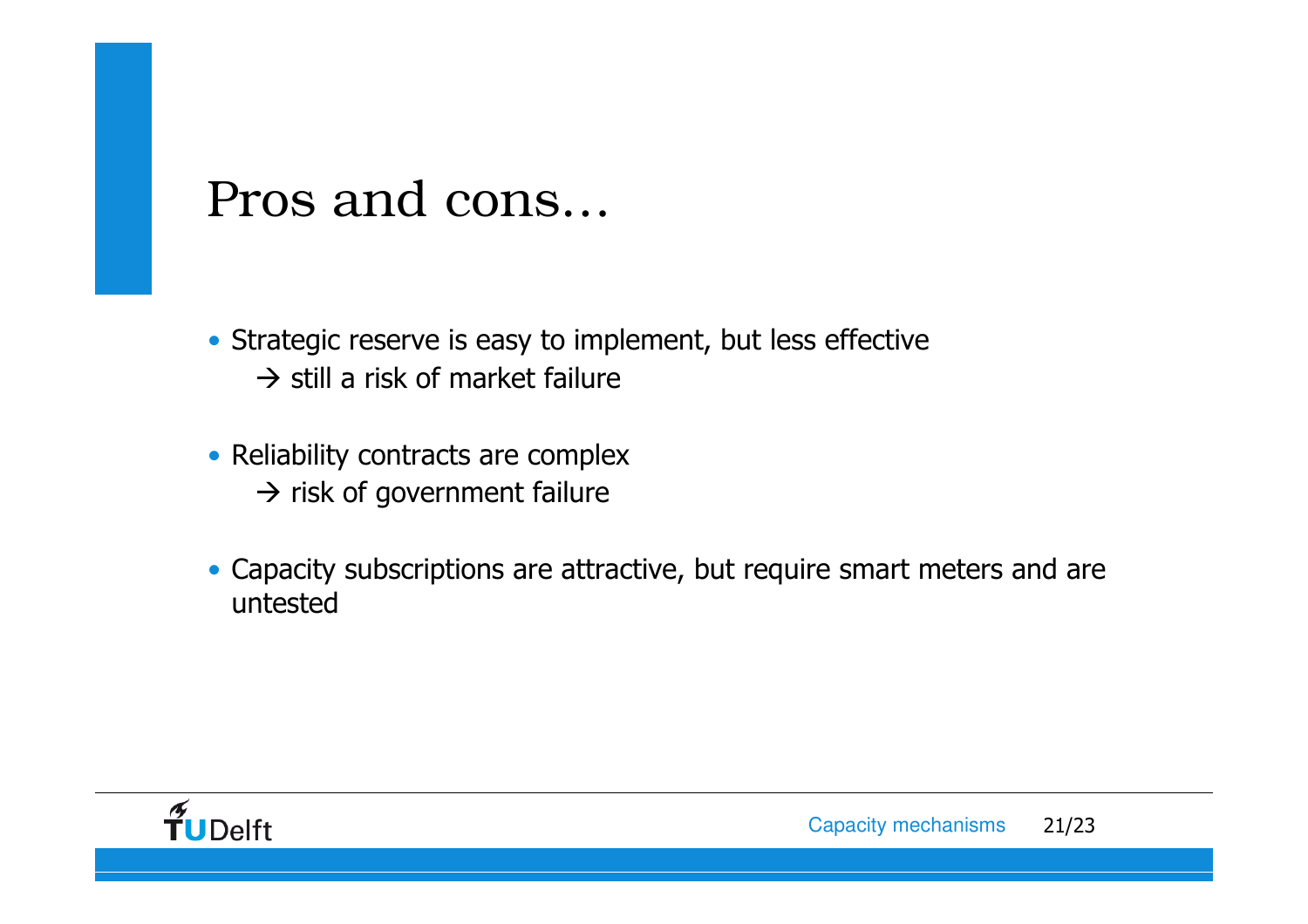# Pros and cons…

- Strategic reserve is easy to implement, but less effective
  → still a risk of market failure

- Reliability contracts are complex
  → risk of government failure

- Capacity subscriptions are attractive, but require smart meters and are untested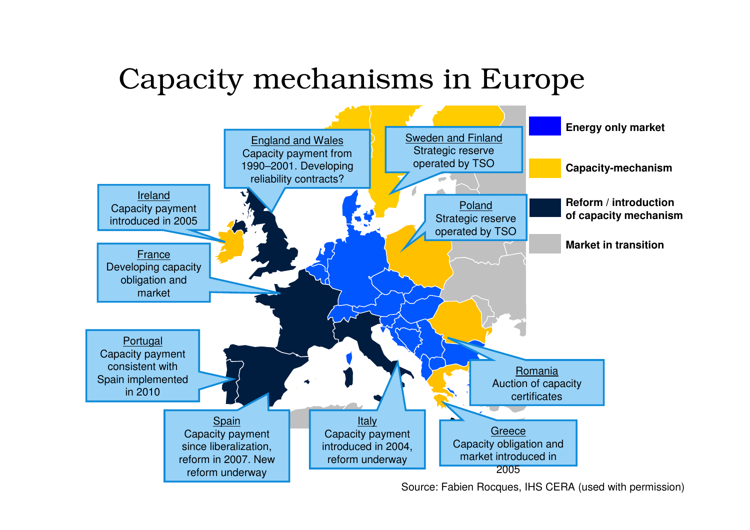# Capacity mechanisms in Europe

- Energy only market
- Capacity-mechanism
- Reform / introduction of capacity mechanism
- Market in transition

**England and Wales**
Capacity payment from 1990–2001. Developing reliability contracts?

**Sweden and Finland**
Strategic reserve operated by TSO

**Ireland**
Capacity payment introduced in 2005

**Poland**
Strategic reserve operated by TSO

**France**
Developing capacity obligation and market

**Portugal**
Capacity payment consistent with Spain implemented in 2010

**Romania**
Auction of capacity certificates

**Spain**
Capacity payment since liberalization, reform in 2007. New reform underway

**Italy**
Capacity payment introduced in 2004, reform underway

**Greece**
Capacity obligation and market introduced in 2005

Source: Fabien Rocques, IHS CERA (used with permission)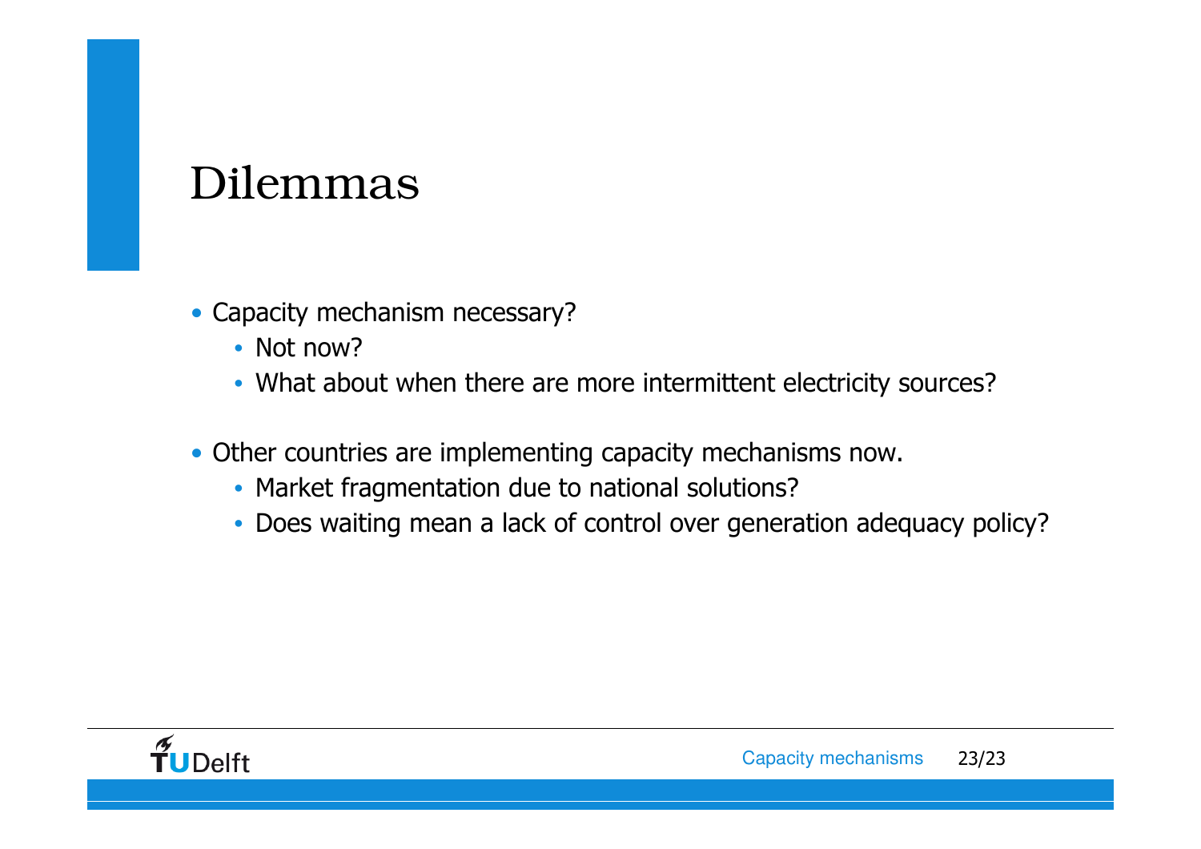# Dilemmas

- Capacity mechanism necessary?
  - Not now?
  - What about when there are more intermittent electricity sources?

- Other countries are implementing capacity mechanisms now.
  - Market fragmentation due to national solutions?
  - Does waiting mean a lack of control over generation adequacy policy?